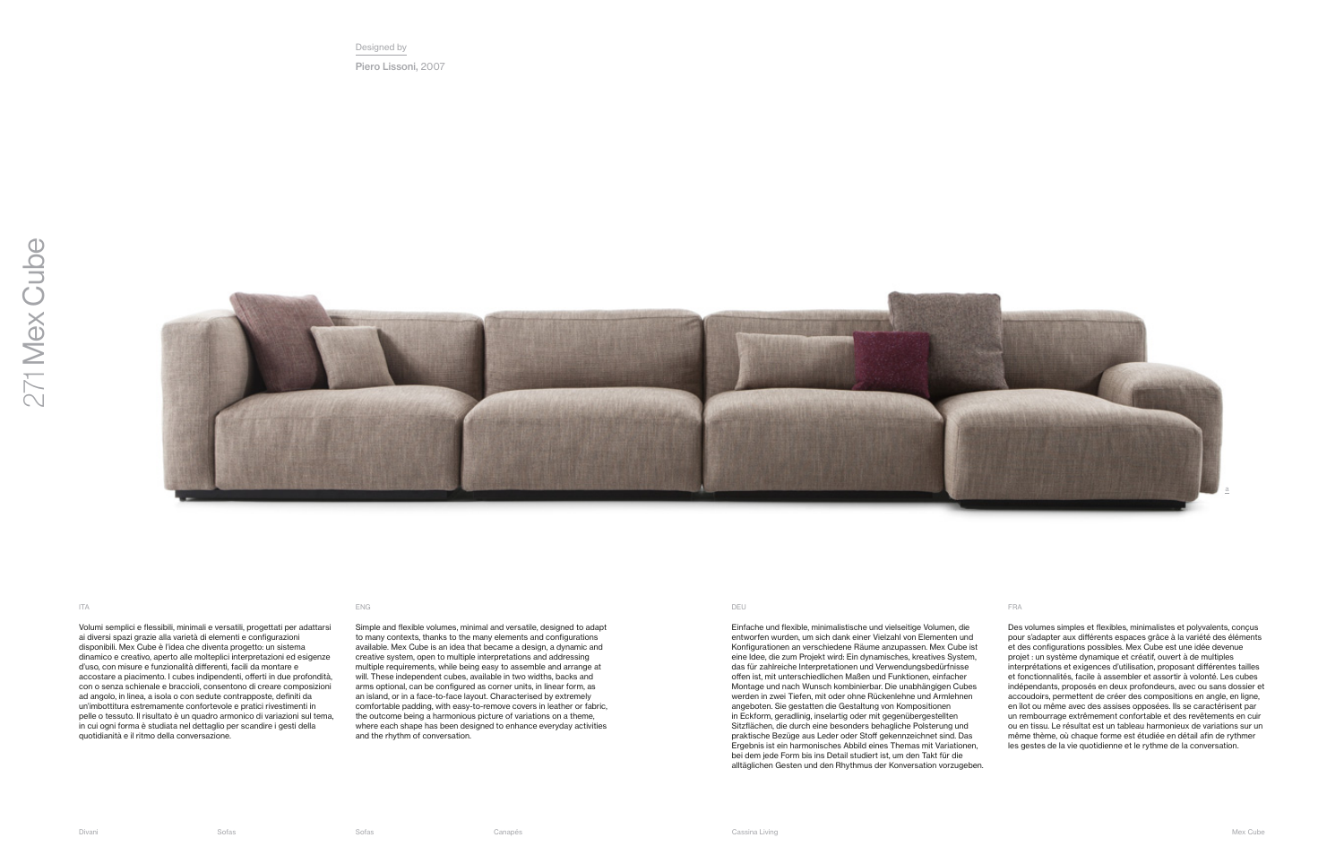# 271 Mex Cube

Designed by

**Piero Lissoni**, 2007

ITA

Volumi semplici e flessibili, minimali e versatili, progettati per adattarsi ai diversi spazi grazie alla varietà di elementi e configurazioni disponibili. Mex Cube è l'idea che diventa progetto: un sistema dinamico e creativo, aperto alle molteplici interpretazioni ed esigenze d'uso, con misure e funzionalità differenti, facili da montare e accostare a piacimento. I cubes indipendenti, offerti in due profondità, con o senza schienale e braccioli, consentono di creare composizioni ad angolo, in linea, a isola o con sedute contrapposte, definiti da un'imbottitura estremamente confortevole e pratici rivestimenti in pelle o tessuto. Il risultato è un quadro armonico di variazioni sul tema, in cui ogni forma è studiata nel dettaglio per scandire i gesti della quotidianità e il ritmo della conversazione.

ENG

Simple and flexible volumes, minimal and versatile, designed to adapt to many contexts, thanks to the many elements and configurations available. Mex Cube is an idea that became a design, a dynamic and creative system, open to multiple interpretations and addressing multiple requirements, while being easy to assemble and arrange at will. These independent cubes, available in two widths, backs and arms optional, can be configured as corner units, in linear form, as an island, or in a face-to-face layout. Characterised by extremely comfortable padding, with easy-to-remove covers in leather or fabric, the outcome being a harmonious picture of variations on a theme, where each shape has been designed to enhance everyday activities and the rhythm of conversation.

DEU

Einfache und flexible, minimalistische und vielseitige Volumen, die entworfen wurden, um sich dank einer Vielzahl von Elementen und Konfigurationen an verschiedene Räume anzupassen. Mex Cube ist eine Idee, die zum Projekt wird: Ein dynamisches, kreatives System, das für zahlreiche Interpretationen und Verwendungsbedürfnisse offen ist, mit unterschiedlichen Maßen und Funktionen, einfacher Montage und nach Wunsch kombinierbar. Die unabhängigen Cubes werden in zwei Tiefen, mit oder ohne Rückenlehne und Armlehnen angeboten. Sie gestatten die Gestaltung von Kompositionen in Eckform, geradlinig, inselartig oder mit gegenübergestellten Sitzflächen, die durch eine besonders behagliche Polsterung und praktische Bezüge aus Leder oder Stoff gekennzeichnet sind. Das Ergebnis ist ein harmonisches Abbild eines Themas mit Variationen, bei dem jede Form bis ins Detail studiert ist, um den Takt für die alltäglichen Gesten und den Rhythmus der Konversation vorzugeben.

FRA

Des volumes simples et flexibles, minimalistes et polyvalents, conçus pour s'adapter aux différents espaces grâce à la variété des éléments et des configurations possibles. Mex Cube est une idée devenue projet : un système dynamique et créatif, ouvert à de multiples interprétations et exigences d'utilisation, proposant différentes tailles et fonctionnalités, facile à assembler et assortir à volonté. Les cubes indépendants, proposés en deux profondeurs, avec ou sans dossier et accoudoirs, permettent de créer des compositions en angle, en ligne, en îlot ou même avec des assises opposées. Ils se caractérisent par un rembourrage extrêmement confortable et des revêtements en cuir ou en tissu. Le résultat est un tableau harmonieux de variations sur un même thème, où chaque forme est étudiée en détail afin de rythmer les gestes de la vie quotidienne et le rythme de la conversation.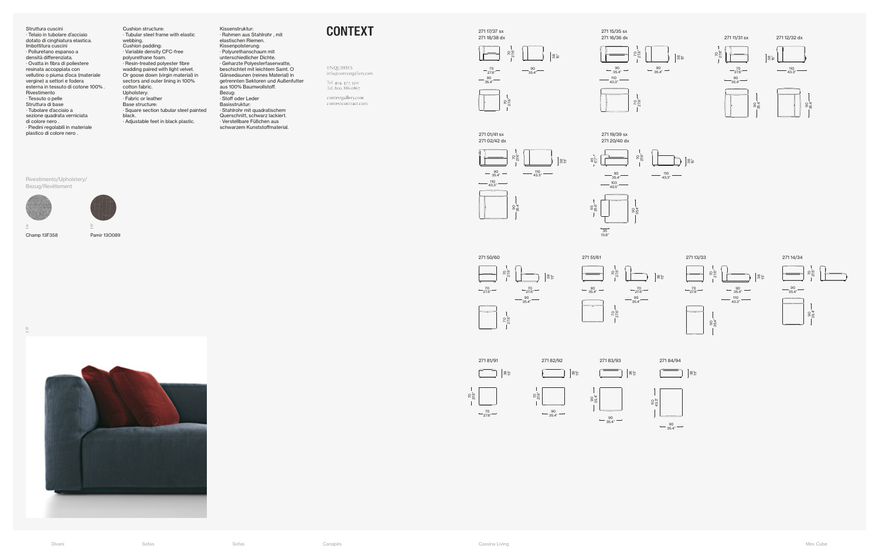Struttura cuscini
· Telaio in tubolare d'acciaio dotato di cinghiatura elastica.
Imbottitura cuscini
· Poliuretano espanso a densità differenziata.
· Ovatta in fibra di poliestere resinata accoppiata con vellutino o piuma d'oca (materiale vergine) a settori e fodera esterna in tessuto di cotone 100% .
Rivestimento
· Tessuto o pelle
Struttura di base
· Tubolare d'acciaio a sezione quadrata verniciata di colore nero .
· Piedini regolabili in materiale plastico di colore nero .

Cushion structure:
· Tubular steel frame with elastic webbing.
Cushion padding:
· Variable density CFC-free polyurethane foam.
· Resin-treated polyester fibre wadding paired with light velvet. Or goose down (virgin material) in sectors and outer lining in 100% cotton fabric.
Upholstery:
· Fabric or leather
Base structure:
· Square section tubular steel painted black.
· Adjustable feet in black plastic.

Kissenstruktur:
· Rahmen aus Stahlrohr , mit elastischen Riemen.
Kissenpolsterung:
· Polyurethanschaum mit unterschiedlicher Dichte.
· Geharzte Polyesterfaserwatte, beschichtet mit leichtem Samt. O Gänsedaunen (reines Material) in getrennten Sektoren und Außenfutter aus 100% Baumwollstoff.
Bezug:
· Stoff oder Leder
Basisstruktur:
· Stahlrohr mit quadratischem Querschnitt, schwarz lackiert.
· Verstellbare Füßchen aus schwarzem Kunststoffmaterial.

# CONTEXT

ENQUIRIES
info@contextgallery.com

Tel. 404. 377. 3301
Tel. 800. 886.0867

contextgallery.com
contextcontract.com

Rivestimento/Upholstery/
Bezug/Revêtement

a
Champ 13F358

b
Pamir 13O089

b

271 17/37 sx
271 18/38 dx
70 27.6"
38 15"
70 27.6"
90 35.4"
90 35.4"
70 27.6"

271 15/35 sx
271 16/36 dx
70 27.6"
38 15"
90 35.4"
90 35.4"
110 43.3"
70 27.6"

271 11/31 sx
70 27.6"
70 27.6"
90 35.4"
90 35.4"

271 12/32 dx
38 15"
110 43.3"
90 35.4"

271 01/41 sx
271 02/42 dx
70 27.6"
38 15"
90 35.4"
110 43.3"
110 43.3"
90 35.4"

271 19/39 sx
271 20/40 dx
45 17.7"
70 27.6"
38 15"
90 35.4"
103 40.5"
110 43.3"
65 25.6"
90 35.4"
35 13.8"

271 50/60
70 27.6"
38 15"
70 27.6"
70 27.6"
90 35.4"
70 27.6"

271 51/61
70 27.6"
38 15"
90 35.4"
70 27.6"
90 35.4"
70 27.6"

271 13/33
70 27.6"
38 15"
70 27.6"
90 35.4"
110 43.3"
90 35.4"

271 14/34
70 27.6"
90 35.4"
90 35.4"

271 81/91
38 15"
70 27.6"
70 27.6"

271 82/92
38 15"
70 27.6"
90 35.4"

271 83/93
38 15"
90 35.4"
90 35.4"

271 84/94
38 15"
110 43.3"
90 35.4"

Divani Sofas Sofas Canapés Cassina Living Mex Cube